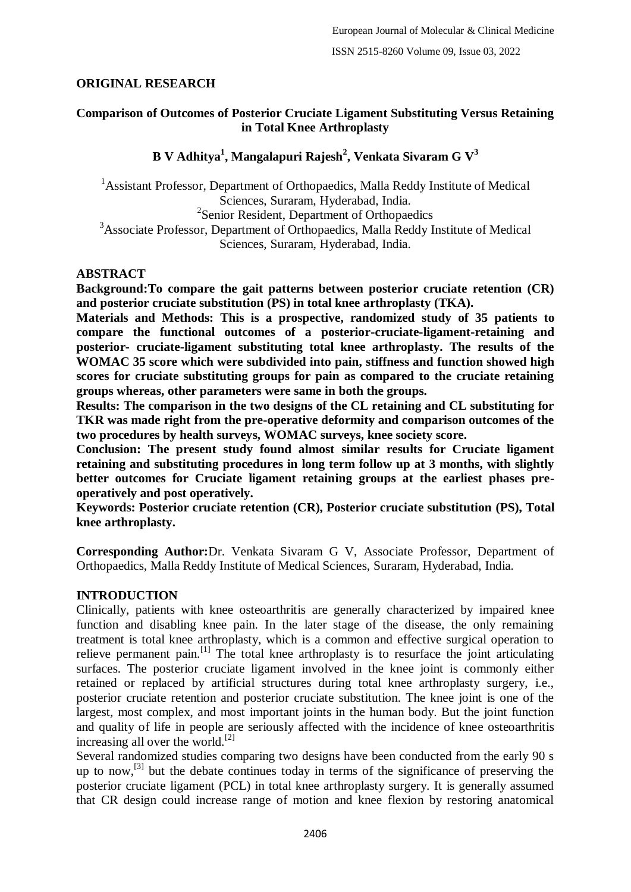**ORIGINAL RESEARCH**

# Comparison of Outcomes of Posterior Cruciate Ligament Substituting Versus Retaining in Total Knee Arthroplasty

**B V Adhitya[1], Mangalapuri Rajesh[2], Venkata Sivaram G V[3]**

[1]Assistant Professor, Department of Orthopaedics, Malla Reddy Institute of Medical Sciences, Suraram, Hyderabad, India.
[2]Senior Resident, Department of Orthopaedics
[3]Associate Professor, Department of Orthopaedics, Malla Reddy Institute of Medical Sciences, Suraram, Hyderabad, India.

## ABSTRACT

**Background:To compare the gait patterns between posterior cruciate retention (CR) and posterior cruciate substitution (PS) in total knee arthroplasty (TKA).**

**Materials and Methods: This is a prospective, randomized study of 35 patients to compare the functional outcomes of a posterior-cruciate-ligament-retaining and posterior- cruciate-ligament substituting total knee arthroplasty. The results of the WOMAC 35 score which were subdivided into pain, stiffness and function showed high scores for cruciate substituting groups for pain as compared to the cruciate retaining groups whereas, other parameters were same in both the groups.**

**Results: The comparison in the two designs of the CL retaining and CL substituting for TKR was made right from the pre-operative deformity and comparison outcomes of the two procedures by health surveys, WOMAC surveys, knee society score.**

**Conclusion: The present study found almost similar results for Cruciate ligament retaining and substituting procedures in long term follow up at 3 months, with slightly better outcomes for Cruciate ligament retaining groups at the earliest phases pre-operatively and post operatively.**

**Keywords: Posterior cruciate retention (CR), Posterior cruciate substitution (PS), Total knee arthroplasty.**

**Corresponding Author:**Dr. Venkata Sivaram G V, Associate Professor, Department of Orthopaedics, Malla Reddy Institute of Medical Sciences, Suraram, Hyderabad, India.

## INTRODUCTION

Clinically, patients with knee osteoarthritis are generally characterized by impaired knee function and disabling knee pain. In the later stage of the disease, the only remaining treatment is total knee arthroplasty, which is a common and effective surgical operation to relieve permanent pain.[1] The total knee arthroplasty is to resurface the joint articulating surfaces. The posterior cruciate ligament involved in the knee joint is commonly either retained or replaced by artificial structures during total knee arthroplasty surgery, i.e., posterior cruciate retention and posterior cruciate substitution. The knee joint is one of the largest, most complex, and most important joints in the human body. But the joint function and quality of life in people are seriously affected with the incidence of knee osteoarthritis increasing all over the world.[2]

Several randomized studies comparing two designs have been conducted from the early 90 s up to now,[3] but the debate continues today in terms of the significance of preserving the posterior cruciate ligament (PCL) in total knee arthroplasty surgery. It is generally assumed that CR design could increase range of motion and knee flexion by restoring anatomical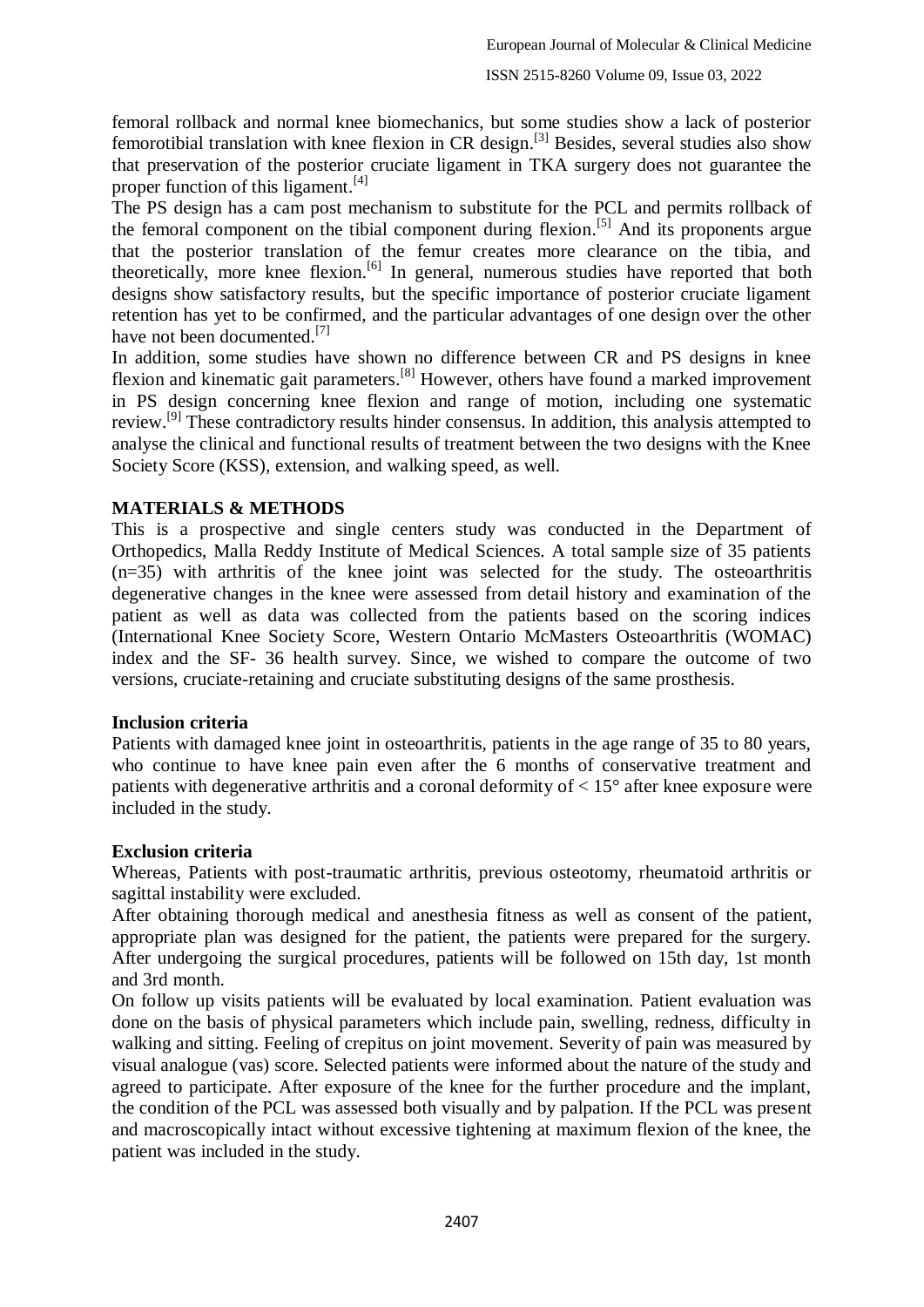femoral rollback and normal knee biomechanics, but some studies show a lack of posterior femorotibial translation with knee flexion in CR design.[3] Besides, several studies also show that preservation of the posterior cruciate ligament in TKA surgery does not guarantee the proper function of this ligament.[4]

The PS design has a cam post mechanism to substitute for the PCL and permits rollback of the femoral component on the tibial component during flexion.[5] And its proponents argue that the posterior translation of the femur creates more clearance on the tibia, and theoretically, more knee flexion.[6] In general, numerous studies have reported that both designs show satisfactory results, but the specific importance of posterior cruciate ligament retention has yet to be confirmed, and the particular advantages of one design over the other have not been documented.[7]

In addition, some studies have shown no difference between CR and PS designs in knee flexion and kinematic gait parameters.[8] However, others have found a marked improvement in PS design concerning knee flexion and range of motion, including one systematic review.[9] These contradictory results hinder consensus. In addition, this analysis attempted to analyse the clinical and functional results of treatment between the two designs with the Knee Society Score (KSS), extension, and walking speed, as well.

## MATERIALS & METHODS

This is a prospective and single centers study was conducted in the Department of Orthopedics, Malla Reddy Institute of Medical Sciences. A total sample size of 35 patients (n=35) with arthritis of the knee joint was selected for the study. The osteoarthritis degenerative changes in the knee were assessed from detail history and examination of the patient as well as data was collected from the patients based on the scoring indices (International Knee Society Score, Western Ontario McMasters Osteoarthritis (WOMAC) index and the SF- 36 health survey. Since, we wished to compare the outcome of two versions, cruciate-retaining and cruciate substituting designs of the same prosthesis.

### Inclusion criteria

Patients with damaged knee joint in osteoarthritis, patients in the age range of 35 to 80 years, who continue to have knee pain even after the 6 months of conservative treatment and patients with degenerative arthritis and a coronal deformity of < 15° after knee exposure were included in the study.

### Exclusion criteria

Whereas, Patients with post-traumatic arthritis, previous osteotomy, rheumatoid arthritis or sagittal instability were excluded.

After obtaining thorough medical and anesthesia fitness as well as consent of the patient, appropriate plan was designed for the patient, the patients were prepared for the surgery. After undergoing the surgical procedures, patients will be followed on 15th day, 1st month and 3rd month.

On follow up visits patients will be evaluated by local examination. Patient evaluation was done on the basis of physical parameters which include pain, swelling, redness, difficulty in walking and sitting. Feeling of crepitus on joint movement. Severity of pain was measured by visual analogue (vas) score. Selected patients were informed about the nature of the study and agreed to participate. After exposure of the knee for the further procedure and the implant, the condition of the PCL was assessed both visually and by palpation. If the PCL was present and macroscopically intact without excessive tightening at maximum flexion of the knee, the patient was included in the study.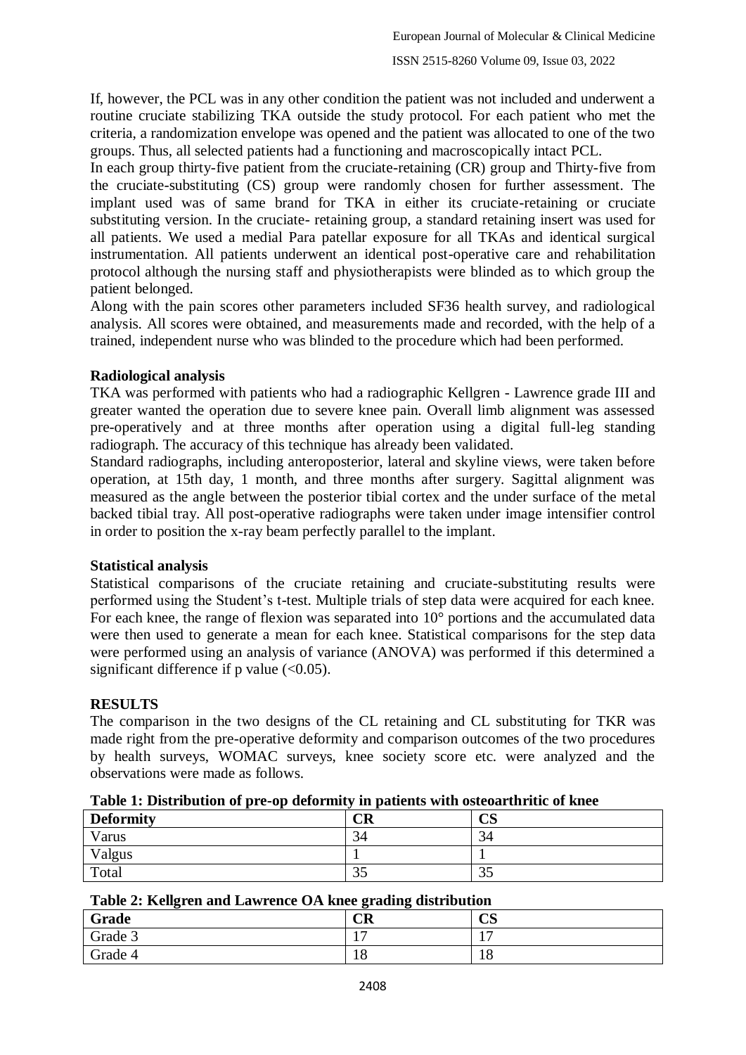If, however, the PCL was in any other condition the patient was not included and underwent a routine cruciate stabilizing TKA outside the study protocol. For each patient who met the criteria, a randomization envelope was opened and the patient was allocated to one of the two groups. Thus, all selected patients had a functioning and macroscopically intact PCL.

In each group thirty-five patient from the cruciate-retaining (CR) group and Thirty-five from the cruciate-substituting (CS) group were randomly chosen for further assessment. The implant used was of same brand for TKA in either its cruciate-retaining or cruciate substituting version. In the cruciate- retaining group, a standard retaining insert was used for all patients. We used a medial Para patellar exposure for all TKAs and identical surgical instrumentation. All patients underwent an identical post-operative care and rehabilitation protocol although the nursing staff and physiotherapists were blinded as to which group the patient belonged.

Along with the pain scores other parameters included SF36 health survey, and radiological analysis. All scores were obtained, and measurements made and recorded, with the help of a trained, independent nurse who was blinded to the procedure which had been performed.

**Radiological analysis**

TKA was performed with patients who had a radiographic Kellgren - Lawrence grade III and greater wanted the operation due to severe knee pain. Overall limb alignment was assessed pre-operatively and at three months after operation using a digital full-leg standing radiograph. The accuracy of this technique has already been validated.

Standard radiographs, including anteroposterior, lateral and skyline views, were taken before operation, at 15th day, 1 month, and three months after surgery. Sagittal alignment was measured as the angle between the posterior tibial cortex and the under surface of the metal backed tibial tray. All post-operative radiographs were taken under image intensifier control in order to position the x-ray beam perfectly parallel to the implant.

**Statistical analysis**

Statistical comparisons of the cruciate retaining and cruciate-substituting results were performed using the Student's t-test. Multiple trials of step data were acquired for each knee. For each knee, the range of flexion was separated into 10° portions and the accumulated data were then used to generate a mean for each knee. Statistical comparisons for the step data were performed using an analysis of variance (ANOVA) was performed if this determined a significant difference if p value ($<0.05$).

## RESULTS

The comparison in the two designs of the CL retaining and CL substituting for TKR was made right from the pre-operative deformity and comparison outcomes of the two procedures by health surveys, WOMAC surveys, knee society score etc. were analyzed and the observations were made as follows.

**Table 1: Distribution of pre-op deformity in patients with osteoarthritic of knee**

| Deformity | CR | CS |
|---|---|---|
| Varus | 34 | 34 |
| Valgus | 1 | 1 |
| Total | 35 | 35 |

**Table 2: Kellgren and Lawrence OA knee grading distribution**

| Grade | CR | CS |
|---|---|---|
| Grade 3 | 17 | 17 |
| Grade 4 | 18 | 18 |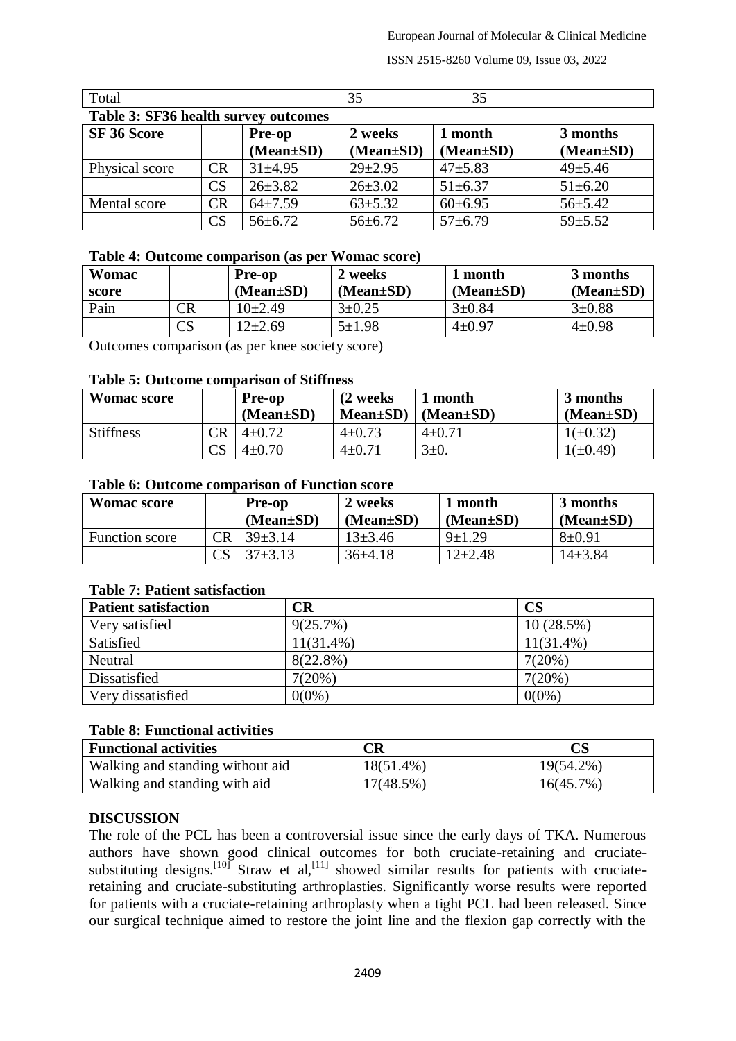| Total | | 35 | 35 |
|---|---|---|---|

**Table 3: SF36 health survey outcomes**

| SF 36 Score | | Pre-op (Mean±SD) | 2 weeks (Mean±SD) | 1 month (Mean±SD) | 3 months (Mean±SD) |
|---|---|---|---|---|---|
| Physical score | CR | 31±4.95 | 29±2.95 | 47±5.83 | 49±5.46 |
| | CS | 26±3.82 | 26±3.02 | 51±6.37 | 51±6.20 |
| Mental score | CR | 64±7.59 | 63±5.32 | 60±6.95 | 56±5.42 |
| | CS | 56±6.72 | 56±6.72 | 57±6.79 | 59±5.52 |

**Table 4: Outcome comparison (as per Womac score)**

| Womac score | | Pre-op (Mean±SD) | 2 weeks (Mean±SD) | 1 month (Mean±SD) | 3 months (Mean±SD) |
|---|---|---|---|---|---|
| Pain | CR | 10±2.49 | 3±0.25 | 3±0.84 | 3±0.88 |
| | CS | 12±2.69 | 5±1.98 | 4±0.97 | 4±0.98 |

Outcomes comparison (as per knee society score)

**Table 5: Outcome comparison of Stiffness**

| Womac score | | Pre-op (Mean±SD) | (2 weeks Mean±SD) | 1 month (Mean±SD) | 3 months (Mean±SD) |
|---|---|---|---|---|---|
| Stiffness | CR | 4±0.72 | 4±0.73 | 4±0.71 | 1(±0.32) |
| | CS | 4±0.70 | 4±0.71 | 3±0. | 1(±0.49) |

**Table 6: Outcome comparison of Function score**

| Womac score | | Pre-op (Mean±SD) | 2 weeks (Mean±SD) | 1 month (Mean±SD) | 3 months (Mean±SD) |
|---|---|---|---|---|---|
| Function score | CR | 39±3.14 | 13±3.46 | 9±1.29 | 8±0.91 |
| | CS | 37±3.13 | 36±4.18 | 12±2.48 | 14±3.84 |

**Table 7: Patient satisfaction**

| Patient satisfaction | CR | CS |
|---|---|---|
| Very satisfied | 9(25.7%) | 10 (28.5%) |
| Satisfied | 11(31.4%) | 11(31.4%) |
| Neutral | 8(22.8%) | 7(20%) |
| Dissatisfied | 7(20%) | 7(20%) |
| Very dissatisfied | 0(0%) | 0(0%) |

**Table 8: Functional activities**

| Functional activities | CR | CS |
|---|---|---|
| Walking and standing without aid | 18(51.4%) | 19(54.2%) |
| Walking and standing with aid | 17(48.5%) | 16(45.7%) |

## DISCUSSION

The role of the PCL has been a controversial issue since the early days of TKA. Numerous authors have shown good clinical outcomes for both cruciate-retaining and cruciate-substituting designs.[10] Straw et al,[11] showed similar results for patients with cruciate-retaining and cruciate-substituting arthroplasties. Significantly worse results were reported for patients with a cruciate-retaining arthroplasty when a tight PCL had been released. Since our surgical technique aimed to restore the joint line and the flexion gap correctly with the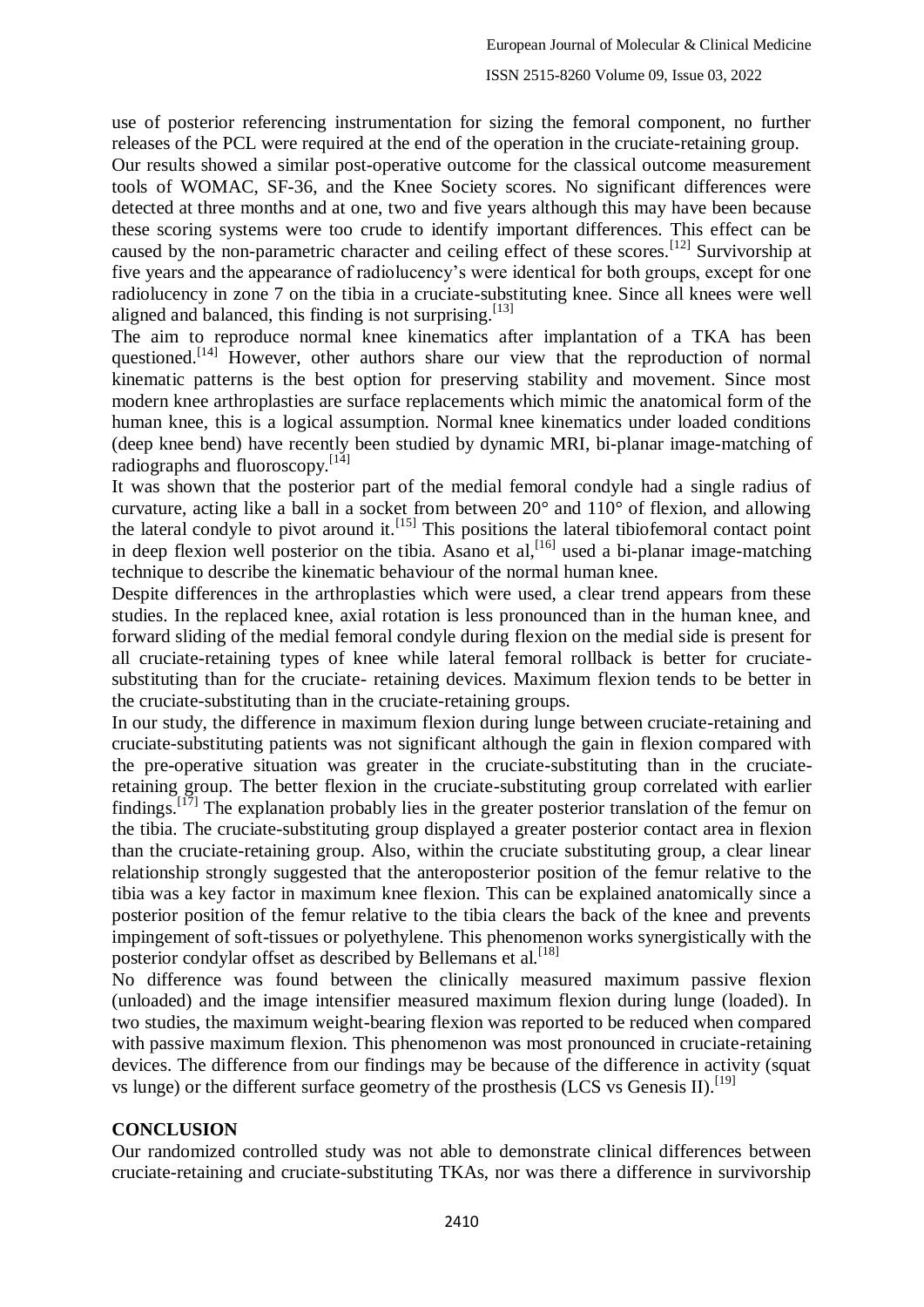use of posterior referencing instrumentation for sizing the femoral component, no further releases of the PCL were required at the end of the operation in the cruciate-retaining group.

Our results showed a similar post-operative outcome for the classical outcome measurement tools of WOMAC, SF-36, and the Knee Society scores. No significant differences were detected at three months and at one, two and five years although this may have been because these scoring systems were too crude to identify important differences. This effect can be caused by the non-parametric character and ceiling effect of these scores.[12] Survivorship at five years and the appearance of radiolucency's were identical for both groups, except for one radiolucency in zone 7 on the tibia in a cruciate-substituting knee. Since all knees were well aligned and balanced, this finding is not surprising.[13]

The aim to reproduce normal knee kinematics after implantation of a TKA has been questioned.[14] However, other authors share our view that the reproduction of normal kinematic patterns is the best option for preserving stability and movement. Since most modern knee arthroplasties are surface replacements which mimic the anatomical form of the human knee, this is a logical assumption. Normal knee kinematics under loaded conditions (deep knee bend) have recently been studied by dynamic MRI, bi-planar image-matching of radiographs and fluoroscopy.[14]

It was shown that the posterior part of the medial femoral condyle had a single radius of curvature, acting like a ball in a socket from between 20° and 110° of flexion, and allowing the lateral condyle to pivot around it.[15] This positions the lateral tibiofemoral contact point in deep flexion well posterior on the tibia. Asano et al,[16] used a bi-planar image-matching technique to describe the kinematic behaviour of the normal human knee.

Despite differences in the arthroplasties which were used, a clear trend appears from these studies. In the replaced knee, axial rotation is less pronounced than in the human knee, and forward sliding of the medial femoral condyle during flexion on the medial side is present for all cruciate-retaining types of knee while lateral femoral rollback is better for cruciate-substituting than for the cruciate- retaining devices. Maximum flexion tends to be better in the cruciate-substituting than in the cruciate-retaining groups.

In our study, the difference in maximum flexion during lunge between cruciate-retaining and cruciate-substituting patients was not significant although the gain in flexion compared with the pre-operative situation was greater in the cruciate-substituting than in the cruciate-retaining group. The better flexion in the cruciate-substituting group correlated with earlier findings.[17] The explanation probably lies in the greater posterior translation of the femur on the tibia. The cruciate-substituting group displayed a greater posterior contact area in flexion than the cruciate-retaining group. Also, within the cruciate substituting group, a clear linear relationship strongly suggested that the anteroposterior position of the femur relative to the tibia was a key factor in maximum knee flexion. This can be explained anatomically since a posterior position of the femur relative to the tibia clears the back of the knee and prevents impingement of soft-tissues or polyethylene. This phenomenon works synergistically with the posterior condylar offset as described by Bellemans et al.[18]

No difference was found between the clinically measured maximum passive flexion (unloaded) and the image intensifier measured maximum flexion during lunge (loaded). In two studies, the maximum weight-bearing flexion was reported to be reduced when compared with passive maximum flexion. This phenomenon was most pronounced in cruciate-retaining devices. The difference from our findings may be because of the difference in activity (squat vs lunge) or the different surface geometry of the prosthesis (LCS vs Genesis II).[19]

## CONCLUSION

Our randomized controlled study was not able to demonstrate clinical differences between cruciate-retaining and cruciate-substituting TKAs, nor was there a difference in survivorship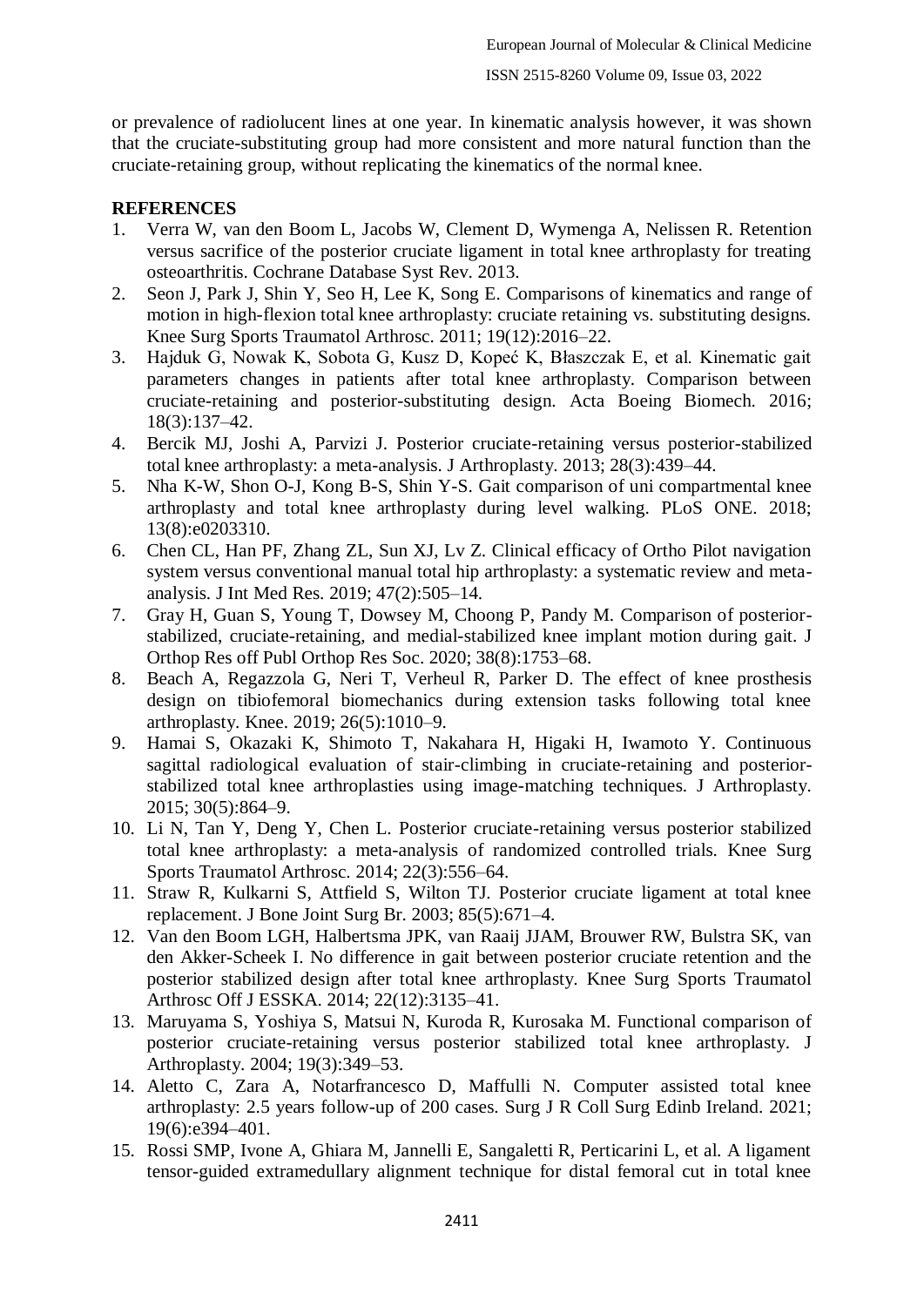or prevalence of radiolucent lines at one year. In kinematic analysis however, it was shown that the cruciate-substituting group had more consistent and more natural function than the cruciate-retaining group, without replicating the kinematics of the normal knee.

## REFERENCES

1. Verra W, van den Boom L, Jacobs W, Clement D, Wymenga A, Nelissen R. Retention versus sacrifice of the posterior cruciate ligament in total knee arthroplasty for treating osteoarthritis. Cochrane Database Syst Rev. 2013.
2. Seon J, Park J, Shin Y, Seo H, Lee K, Song E. Comparisons of kinematics and range of motion in high-flexion total knee arthroplasty: cruciate retaining vs. substituting designs. Knee Surg Sports Traumatol Arthrosc. 2011; 19(12):2016–22.
3. Hajduk G, Nowak K, Sobota G, Kusz D, Kopeć K, Błaszczak E, et al. Kinematic gait parameters changes in patients after total knee arthroplasty. Comparison between cruciate-retaining and posterior-substituting design. Acta Boeing Biomech. 2016; 18(3):137–42.
4. Bercik MJ, Joshi A, Parvizi J. Posterior cruciate-retaining versus posterior-stabilized total knee arthroplasty: a meta-analysis. J Arthroplasty. 2013; 28(3):439–44.
5. Nha K-W, Shon O-J, Kong B-S, Shin Y-S. Gait comparison of uni compartmental knee arthroplasty and total knee arthroplasty during level walking. PLoS ONE. 2018; 13(8):e0203310.
6. Chen CL, Han PF, Zhang ZL, Sun XJ, Lv Z. Clinical efficacy of Ortho Pilot navigation system versus conventional manual total hip arthroplasty: a systematic review and meta-analysis. J Int Med Res. 2019; 47(2):505–14.
7. Gray H, Guan S, Young T, Dowsey M, Choong P, Pandy M. Comparison of posterior-stabilized, cruciate-retaining, and medial-stabilized knee implant motion during gait. J Orthop Res off Publ Orthop Res Soc. 2020; 38(8):1753–68.
8. Beach A, Regazzola G, Neri T, Verheul R, Parker D. The effect of knee prosthesis design on tibiofemoral biomechanics during extension tasks following total knee arthroplasty. Knee. 2019; 26(5):1010–9.
9. Hamai S, Okazaki K, Shimoto T, Nakahara H, Higaki H, Iwamoto Y. Continuous sagittal radiological evaluation of stair-climbing in cruciate-retaining and posterior-stabilized total knee arthroplasties using image-matching techniques. J Arthroplasty. 2015; 30(5):864–9.
10. Li N, Tan Y, Deng Y, Chen L. Posterior cruciate-retaining versus posterior stabilized total knee arthroplasty: a meta-analysis of randomized controlled trials. Knee Surg Sports Traumatol Arthrosc. 2014; 22(3):556–64.
11. Straw R, Kulkarni S, Attfield S, Wilton TJ. Posterior cruciate ligament at total knee replacement. J Bone Joint Surg Br. 2003; 85(5):671–4.
12. Van den Boom LGH, Halbertsma JPK, van Raaij JJAM, Brouwer RW, Bulstra SK, van den Akker-Scheek I. No difference in gait between posterior cruciate retention and the posterior stabilized design after total knee arthroplasty. Knee Surg Sports Traumatol Arthrosc Off J ESSKA. 2014; 22(12):3135–41.
13. Maruyama S, Yoshiya S, Matsui N, Kuroda R, Kurosaka M. Functional comparison of posterior cruciate-retaining versus posterior stabilized total knee arthroplasty. J Arthroplasty. 2004; 19(3):349–53.
14. Aletto C, Zara A, Notarfrancesco D, Maffulli N. Computer assisted total knee arthroplasty: 2.5 years follow-up of 200 cases. Surg J R Coll Surg Edinb Ireland. 2021; 19(6):e394–401.
15. Rossi SMP, Ivone A, Ghiara M, Jannelli E, Sangaletti R, Perticarini L, et al. A ligament tensor-guided extramedullary alignment technique for distal femoral cut in total knee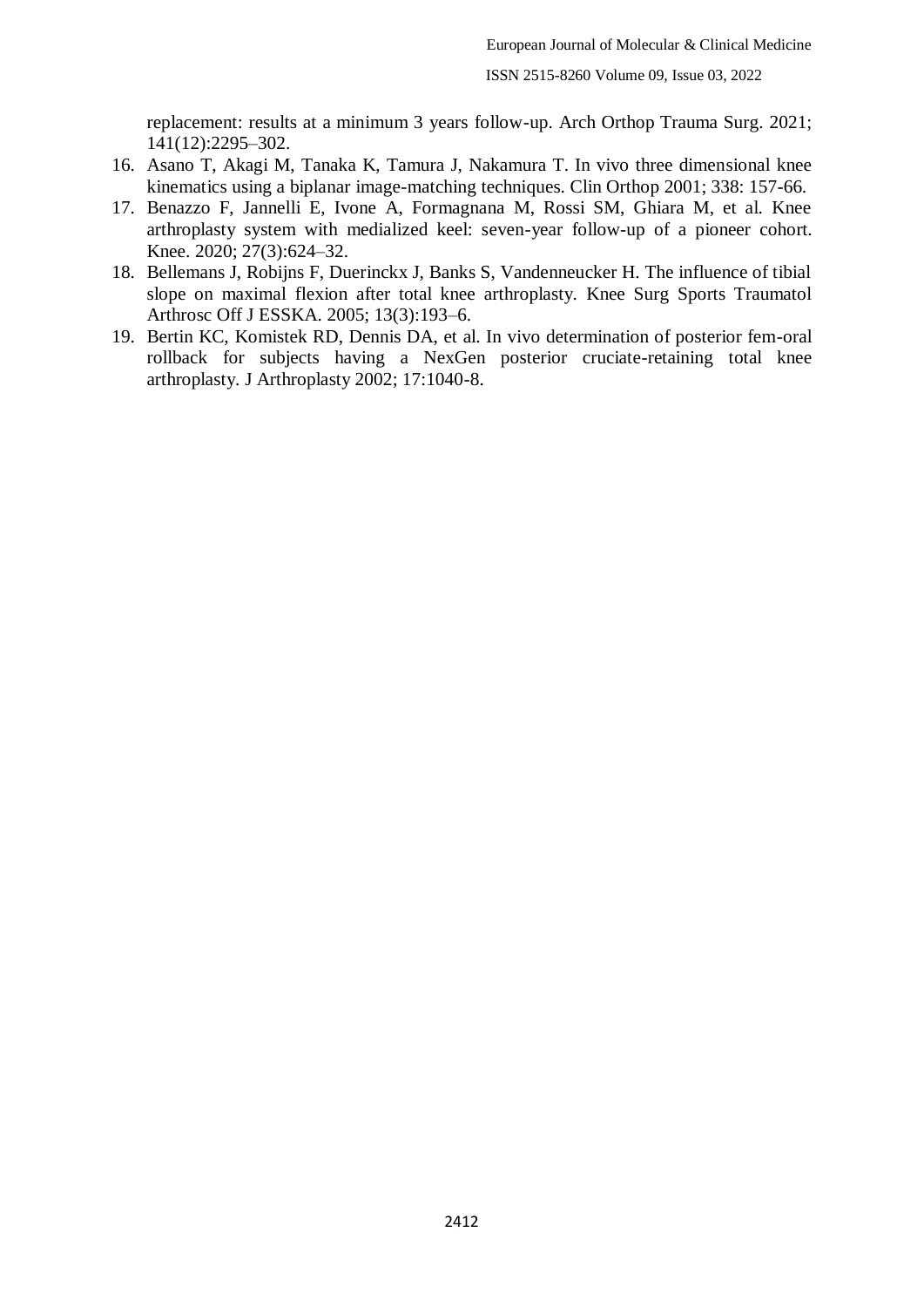replacement: results at a minimum 3 years follow-up. Arch Orthop Trauma Surg. 2021; 141(12):2295–302.

16. Asano T, Akagi M, Tanaka K, Tamura J, Nakamura T. In vivo three dimensional knee kinematics using a biplanar image-matching techniques. Clin Orthop 2001; 338: 157-66.
17. Benazzo F, Jannelli E, Ivone A, Formagnana M, Rossi SM, Ghiara M, et al. Knee arthroplasty system with medialized keel: seven-year follow-up of a pioneer cohort. Knee. 2020; 27(3):624–32.
18. Bellemans J, Robijns F, Duerinckx J, Banks S, Vandenneucker H. The influence of tibial slope on maximal flexion after total knee arthroplasty. Knee Surg Sports Traumatol Arthrosc Off J ESSKA. 2005; 13(3):193–6.
19. Bertin KC, Komistek RD, Dennis DA, et al. In vivo determination of posterior fem-oral rollback for subjects having a NexGen posterior cruciate-retaining total knee arthroplasty. J Arthroplasty 2002; 17:1040-8.